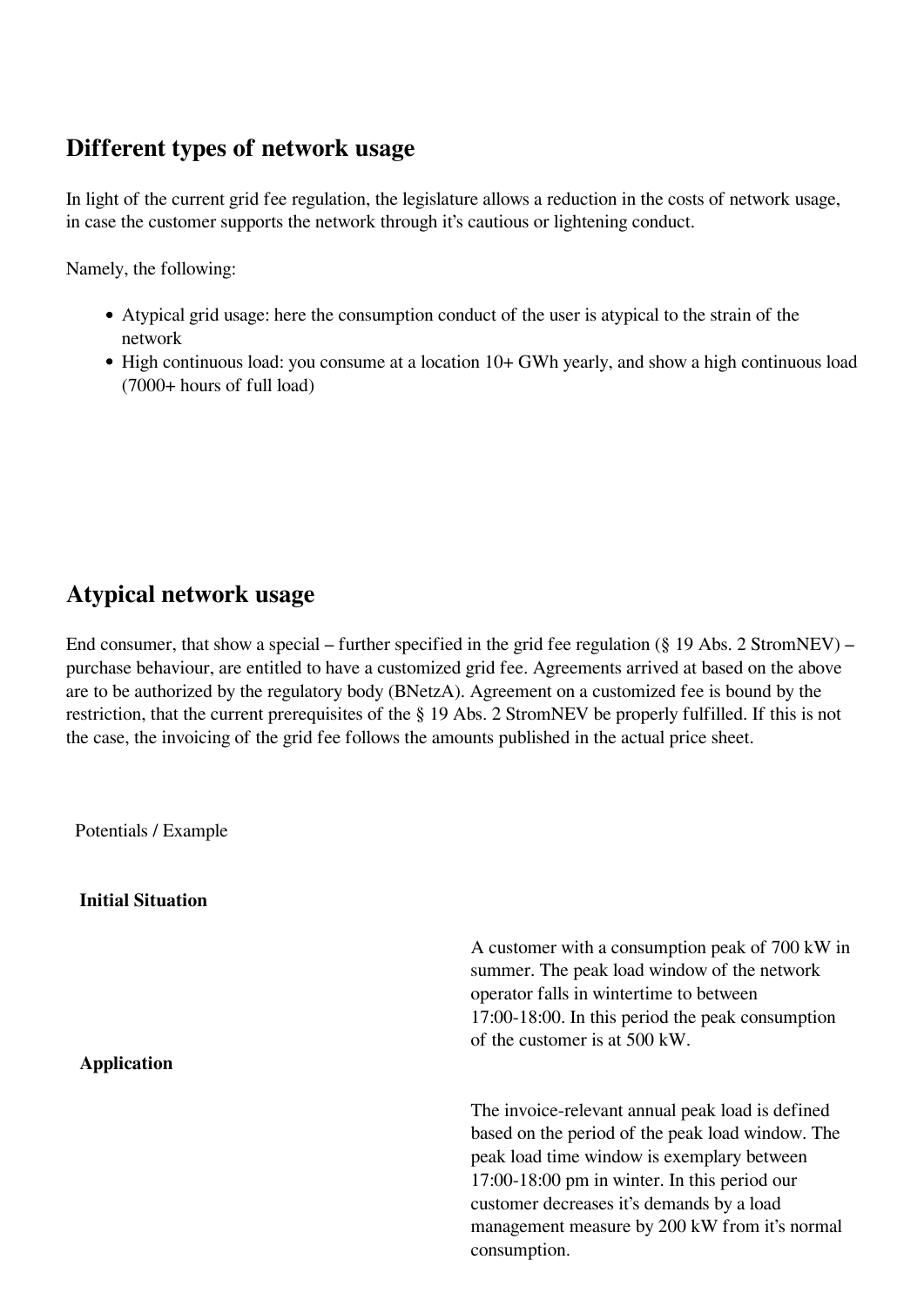## Different types of network usage

In light of the current grid fee regulation, the legislature allows a reduction in the costs of network usage, in case the customer supports the network through it's cautious or lightening conduct.

Namely, the following:

- Atypical grid usage: here the consumption conduct of the user is atypical to the strain of the network
- High continuous load: you consume at a location 10+ GWh yearly, and show a high continuous load (7000+ hours of full load)

## Atypical network usage

End consumer, that show a special – further specified in the grid fee regulation (§ 19 Abs. 2 StromNEV) – purchase behaviour, are entitled to have a customized grid fee. Agreements arrived at based on the above are to be authorized by the regulatory body (BNetzA). Agreement on a customized fee is bound by the restriction, that the current prerequisites of the § 19 Abs. 2 StromNEV be properly fulfilled. If this is not the case, the invoicing of the grid fee follows the amounts published in the actual price sheet.

Potentials / Example

| | |
|---|---|
| **Initial Situation** | A customer with a consumption peak of 700 kW in summer. The peak load window of the network operator falls in wintertime to between 17:00-18:00. In this period the peak consumption of the customer is at 500 kW. |
| **Application** | The invoice-relevant annual peak load is defined based on the period of the peak load window. The peak load time window is exemplary between 17:00-18:00 pm in winter. In this period our customer decreases it's demands by a load management measure by 200 kW from it's normal consumption. |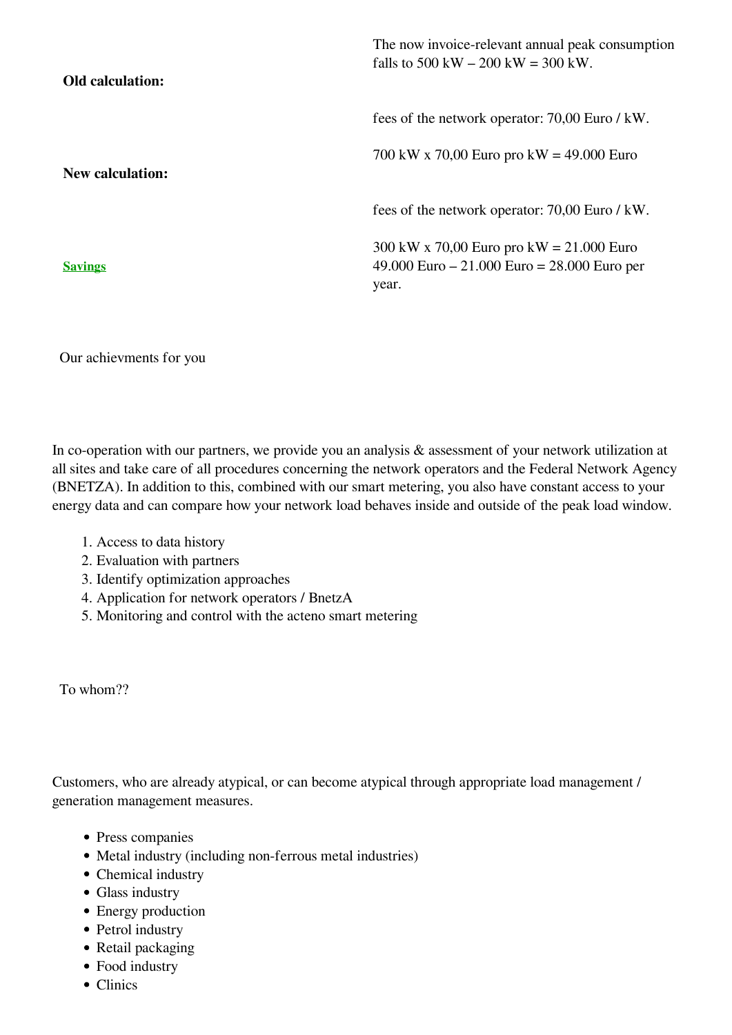| | |
|---|---|
| **Old calculation:** | The now invoice-relevant annual peak consumption falls to 500 kW – 200 kW = 300 kW. |
| | fees of the network operator: 70,00 Euro / kW. |
| **New calculation:** | 700 kW x 70,00 Euro pro kW = 49.000 Euro |
| | fees of the network operator: 70,00 Euro / kW. |
| **Savings** | 300 kW x 70,00 Euro pro kW = 21.000 Euro<br>49.000 Euro – 21.000 Euro = 28.000 Euro per year. |

Our achievments for you

In co-operation with our partners, we provide you an analysis & assessment of your network utilization at all sites and take care of all procedures concerning the network operators and the Federal Network Agency (BNETZA). In addition to this, combined with our smart metering, you also have constant access to your energy data and can compare how your network load behaves inside and outside of the peak load window.

1. Access to data history
2. Evaluation with partners
3. Identify optimization approaches
4. Application for network operators / BnetzA
5. Monitoring and control with the acteno smart metering

To whom??

Customers, who are already atypical, or can become atypical through appropriate load management / generation management measures.

- Press companies
- Metal industry (including non-ferrous metal industries)
- Chemical industry
- Glass industry
- Energy production
- Petrol industry
- Retail packaging
- Food industry
- Clinics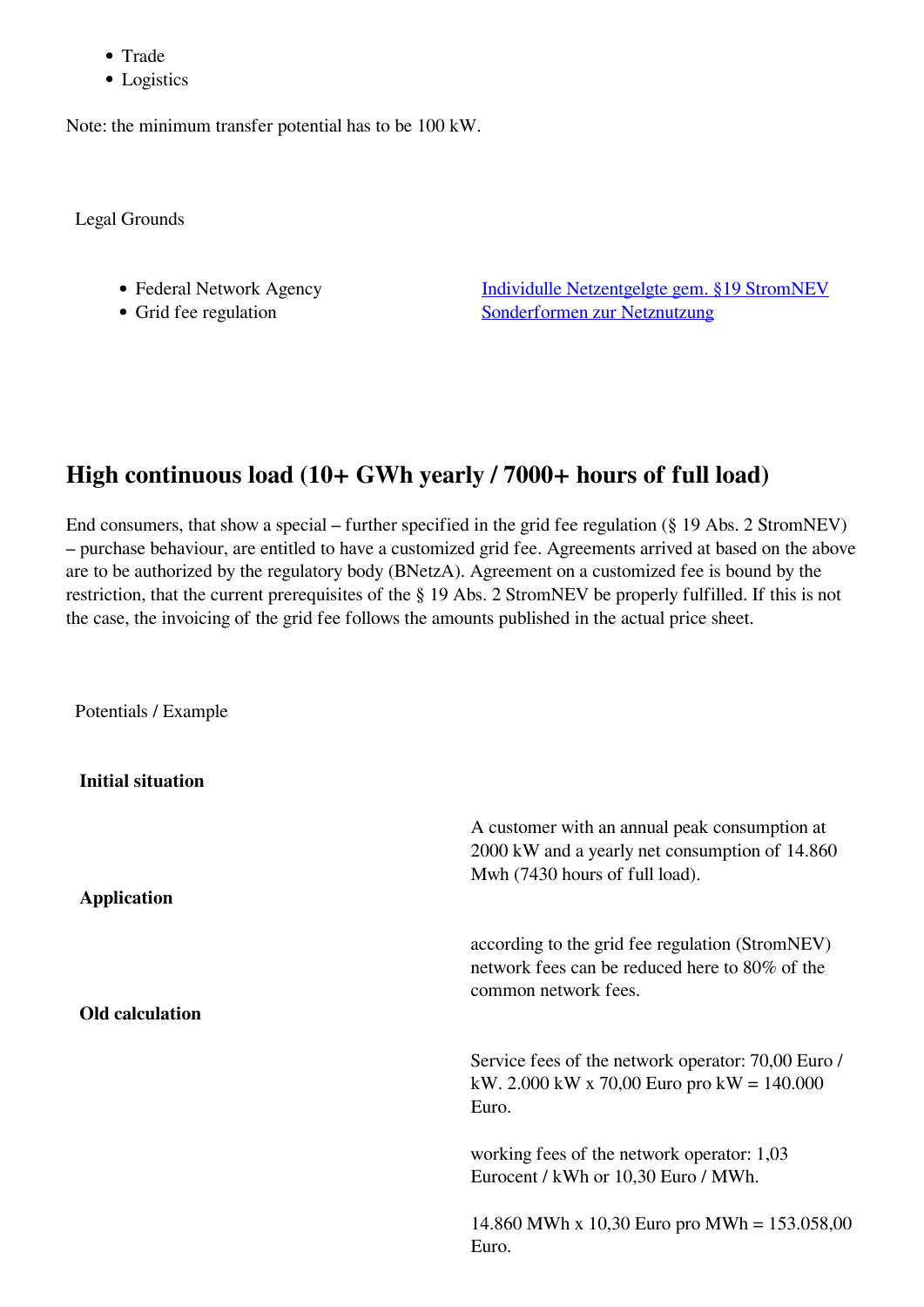- Trade
- Logistics

Note: the minimum transfer potential has to be 100 kW.

Legal Grounds

| | |
|---|---|
| • Federal Network Agency | [Individulle Netzentgelgte gem. §19 StromNEV]() |
| • Grid fee regulation | [Sonderformen zur Netznutzung]() |

## High continuous load (10+ GWh yearly / 7000+ hours of full load)

End consumers, that show a special – further specified in the grid fee regulation (§ 19 Abs. 2 StromNEV) – purchase behaviour, are entitled to have a customized grid fee. Agreements arrived at based on the above are to be authorized by the regulatory body (BNetzA). Agreement on a customized fee is bound by the restriction, that the current prerequisites of the § 19 Abs. 2 StromNEV be properly fulfilled. If this is not the case, the invoicing of the grid fee follows the amounts published in the actual price sheet.

Potentials / Example

| | |
|---|---|
| **Initial situation** | A customer with an annual peak consumption at 2000 kW and a yearly net consumption of 14.860 Mwh (7430 hours of full load). |
| **Application** | according to the grid fee regulation (StromNEV) network fees can be reduced here to 80% of the common network fees. |
| **Old calculation** | Service fees of the network operator: 70,00 Euro / kW. 2.000 kW x 70,00 Euro pro kW = 140.000 Euro.<br><br>working fees of the network operator: 1,03 Eurocent / kWh or 10,30 Euro / MWh.<br><br>14.860 MWh x 10,30 Euro pro MWh = 153.058,00 Euro. |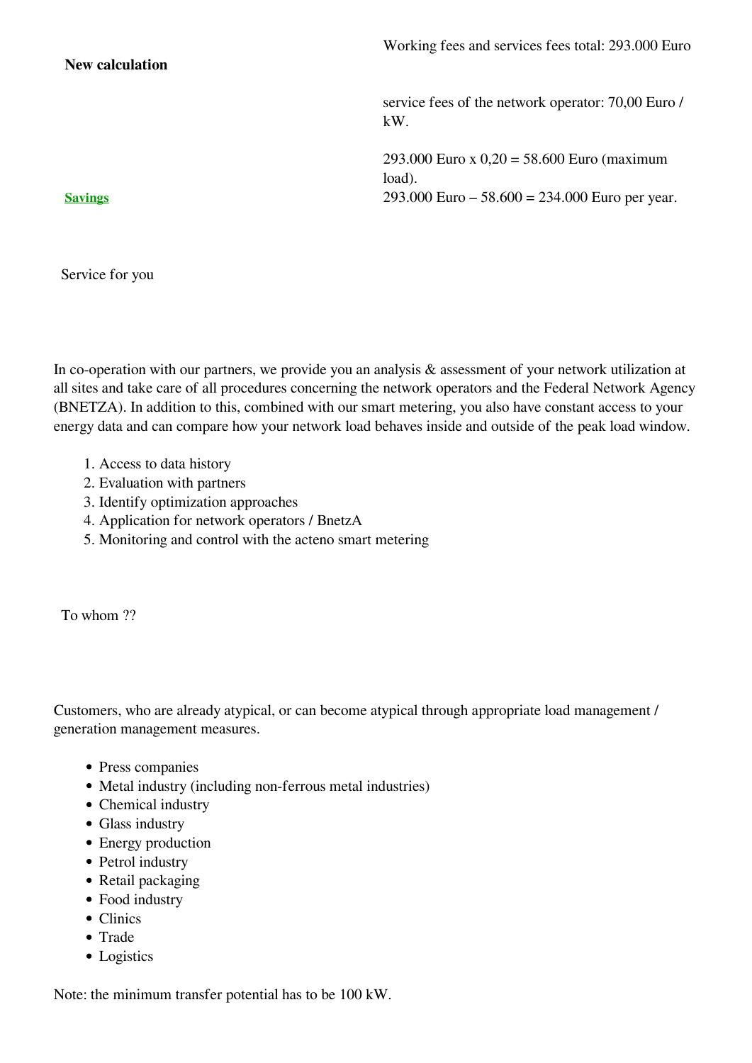| **New calculation** | Working fees and services fees total: 293.000 Euro |
|---|---|
| | service fees of the network operator: 70,00 Euro / kW. |
| | 293.000 Euro x 0,20 = 58.600 Euro (maximum load). |
| **Savings** | 293.000 Euro – 58.600 = 234.000 Euro per year. |

Service for you

In co-operation with our partners, we provide you an analysis & assessment of your network utilization at all sites and take care of all procedures concerning the network operators and the Federal Network Agency (BNETZA). In addition to this, combined with our smart metering, you also have constant access to your energy data and can compare how your network load behaves inside and outside of the peak load window.

1. Access to data history
2. Evaluation with partners
3. Identify optimization approaches
4. Application for network operators / BnetzA
5. Monitoring and control with the acteno smart metering

To whom ??

Customers, who are already atypical, or can become atypical through appropriate load management / generation management measures.

- Press companies
- Metal industry (including non-ferrous metal industries)
- Chemical industry
- Glass industry
- Energy production
- Petrol industry
- Retail packaging
- Food industry
- Clinics
- Trade
- Logistics

Note: the minimum transfer potential has to be 100 kW.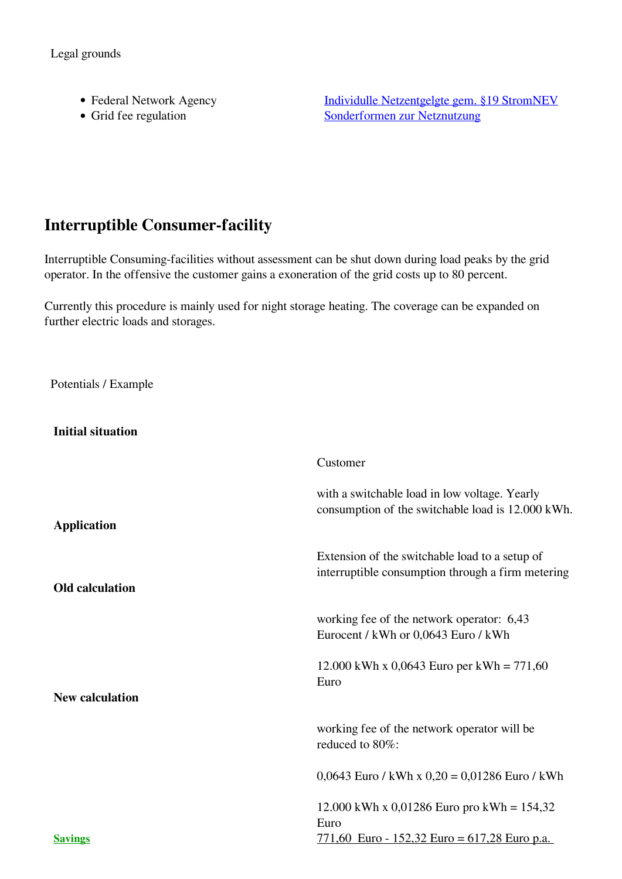Legal grounds

| | |
|---|---|
| - Federal Network Agency<br>- Grid fee regulation | [Individulle Netzentgelgte gem. §19 StromNEV](#)<br>[Sonderformen zur Netznutzung](#) |

## Interruptible Consumer-facility

Interruptible Consuming-facilities without assessment can be shut down during load peaks by the grid operator. In the offensive the customer gains a exoneration of the grid costs up to 80 percent.

Currently this procedure is mainly used for night storage heating. The coverage can be expanded on further electric loads and storages.

Potentials / Example

| | |
|---|---|
| **Initial situation** | Customer<br><br>with a switchable load in low voltage. Yearly consumption of the switchable load is 12.000 kWh. |
| **Application** | Extension of the switchable load to a setup of interruptible consumption through a firm metering |
| **Old calculation** | working fee of the network operator: 6,43 Eurocent / kWh or 0,0643 Euro / kWh<br><br>12.000 kWh x 0,0643 Euro per kWh = 771,60 Euro |
| **New calculation** | working fee of the network operator will be reduced to 80%:<br><br>0,0643 Euro / kWh x 0,20 = 0,01286 Euro / kWh<br><br>12.000 kWh x 0,01286 Euro pro kWh = 154,32 Euro |
| **Savings** | 771,60 Euro - 152,32 Euro = 617,28 Euro p.a. |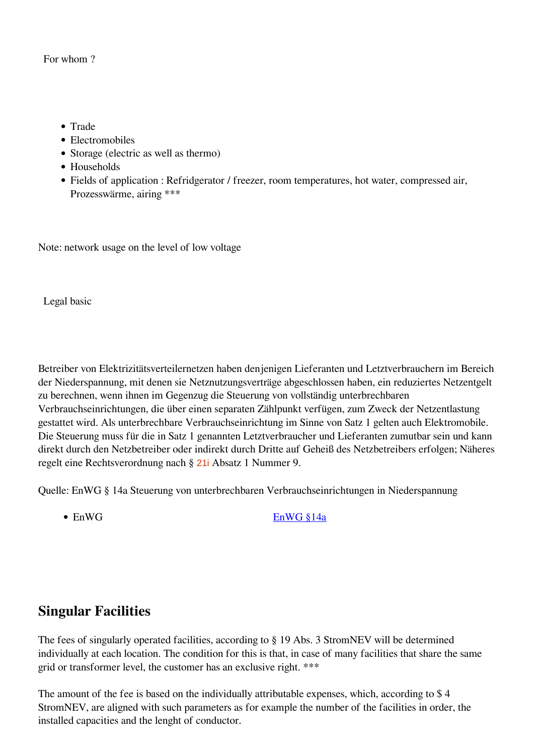For whom ?

- Trade
- Electromobiles
- Storage (electric as well as thermo)
- Households
- Fields of application : Refridgerator / freezer, room temperatures, hot water, compressed air, Prozesswärme, airing ***

Note: network usage on the level of low voltage

Legal basic

Betreiber von Elektrizitätsverteilernetzen haben denjenigen Lieferanten und Letztverbrauchern im Bereich der Niederspannung, mit denen sie Netznutzungsverträge abgeschlossen haben, ein reduziertes Netzentgelt zu berechnen, wenn ihnen im Gegenzug die Steuerung von vollständig unterbrechbaren Verbrauchseinrichtungen, die über einen separaten Zählpunkt verfügen, zum Zweck der Netzentlastung gestattet wird. Als unterbrechbare Verbrauchseinrichtung im Sinne von Satz 1 gelten auch Elektromobile. Die Steuerung muss für die in Satz 1 genannten Letztverbraucher und Lieferanten zumutbar sein und kann direkt durch den Netzbetreiber oder indirekt durch Dritte auf Geheiß des Netzbetreibers erfolgen; Näheres regelt eine Rechtsverordnung nach § 21i Absatz 1 Nummer 9.

Quelle: EnWG § 14a Steuerung von unterbrechbaren Verbrauchseinrichtungen in Niederspannung

- EnWG — EnWG §14a

## Singular Facilities

The fees of singularly operated facilities, according to § 19 Abs. 3 StromNEV will be determined individually at each location. The condition for this is that, in case of many facilities that share the same grid or transformer level, the customer has an exclusive right. ***

The amount of the fee is based on the individually attributable expenses, which, according to $ 4 StromNEV, are aligned with such parameters as for example the number of the facilities in order, the installed capacities and the lenght of conductor.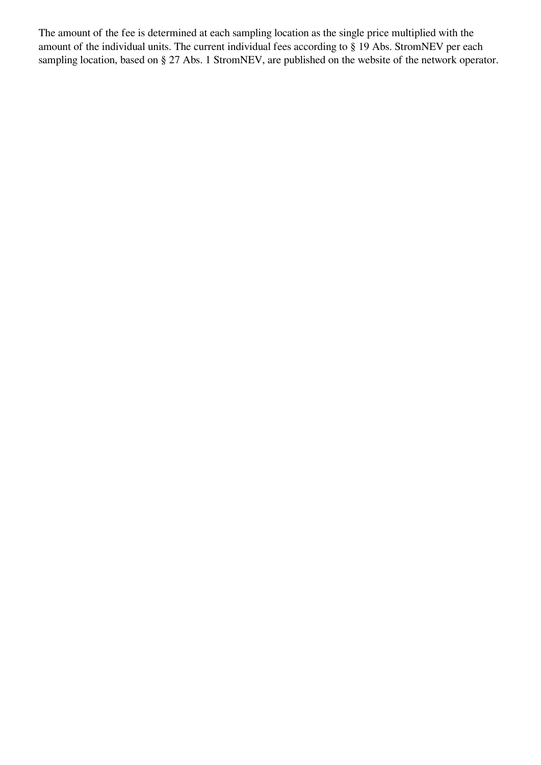The amount of the fee is determined at each sampling location as the single price multiplied with the amount of the individual units. The current individual fees according to § 19 Abs. StromNEV per each sampling location, based on § 27 Abs. 1 StromNEV, are published on the website of the network operator.